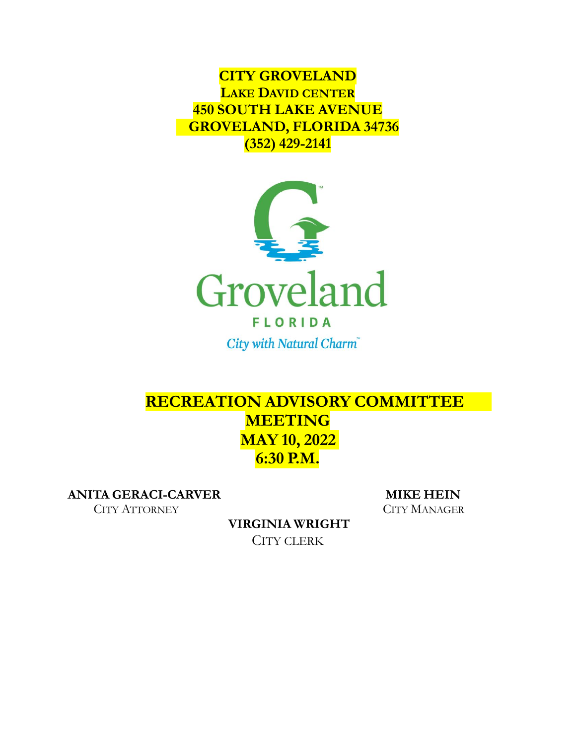**CITY GROVELAND**
**LAKE DAVID CENTER**
**450 SOUTH LAKE AVENUE**
**GROVELAND, FLORIDA 34736**
**(352) 429-2141**

Groveland

FLORIDA

*City with Natural Charm*™

# RECREATION ADVISORY COMMITTEE MEETING
## MAY 10, 2022
## 6:30 P.M.

**ANITA GERACI-CARVER**
CITY ATTORNEY

**MIKE HEIN**
CITY MANAGER

**VIRGINIA WRIGHT**
CITY CLERK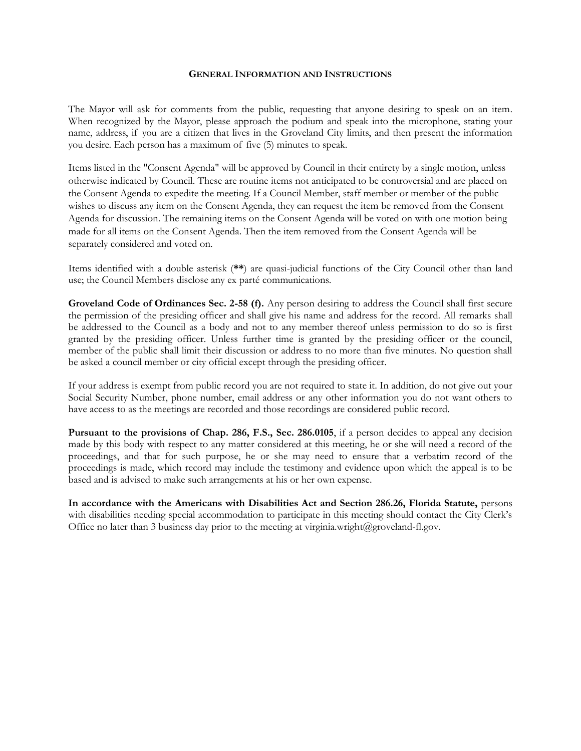## General Information and Instructions

The Mayor will ask for comments from the public, requesting that anyone desiring to speak on an item. When recognized by the Mayor, please approach the podium and speak into the microphone, stating your name, address, if you are a citizen that lives in the Groveland City limits, and then present the information you desire. Each person has a maximum of five (5) minutes to speak.

Items listed in the "Consent Agenda" will be approved by Council in their entirety by a single motion, unless otherwise indicated by Council. These are routine items not anticipated to be controversial and are placed on the Consent Agenda to expedite the meeting. If a Council Member, staff member or member of the public wishes to discuss any item on the Consent Agenda, they can request the item be removed from the Consent Agenda for discussion. The remaining items on the Consent Agenda will be voted on with one motion being made for all items on the Consent Agenda. Then the item removed from the Consent Agenda will be separately considered and voted on.

Items identified with a double asterisk (**) are quasi-judicial functions of the City Council other than land use; the Council Members disclose any ex parté communications.

**Groveland Code of Ordinances Sec. 2-58 (f).** Any person desiring to address the Council shall first secure the permission of the presiding officer and shall give his name and address for the record. All remarks shall be addressed to the Council as a body and not to any member thereof unless permission to do so is first granted by the presiding officer. Unless further time is granted by the presiding officer or the council, member of the public shall limit their discussion or address to no more than five minutes. No question shall be asked a council member or city official except through the presiding officer.

If your address is exempt from public record you are not required to state it. In addition, do not give out your Social Security Number, phone number, email address or any other information you do not want others to have access to as the meetings are recorded and those recordings are considered public record.

**Pursuant to the provisions of Chap. 286, F.S., Sec. 286.0105**, if a person decides to appeal any decision made by this body with respect to any matter considered at this meeting, he or she will need a record of the proceedings, and that for such purpose, he or she may need to ensure that a verbatim record of the proceedings is made, which record may include the testimony and evidence upon which the appeal is to be based and is advised to make such arrangements at his or her own expense.

**In accordance with the Americans with Disabilities Act and Section 286.26, Florida Statute,** persons with disabilities needing special accommodation to participate in this meeting should contact the City Clerk's Office no later than 3 business day prior to the meeting at virginia.wright@groveland-fl.gov.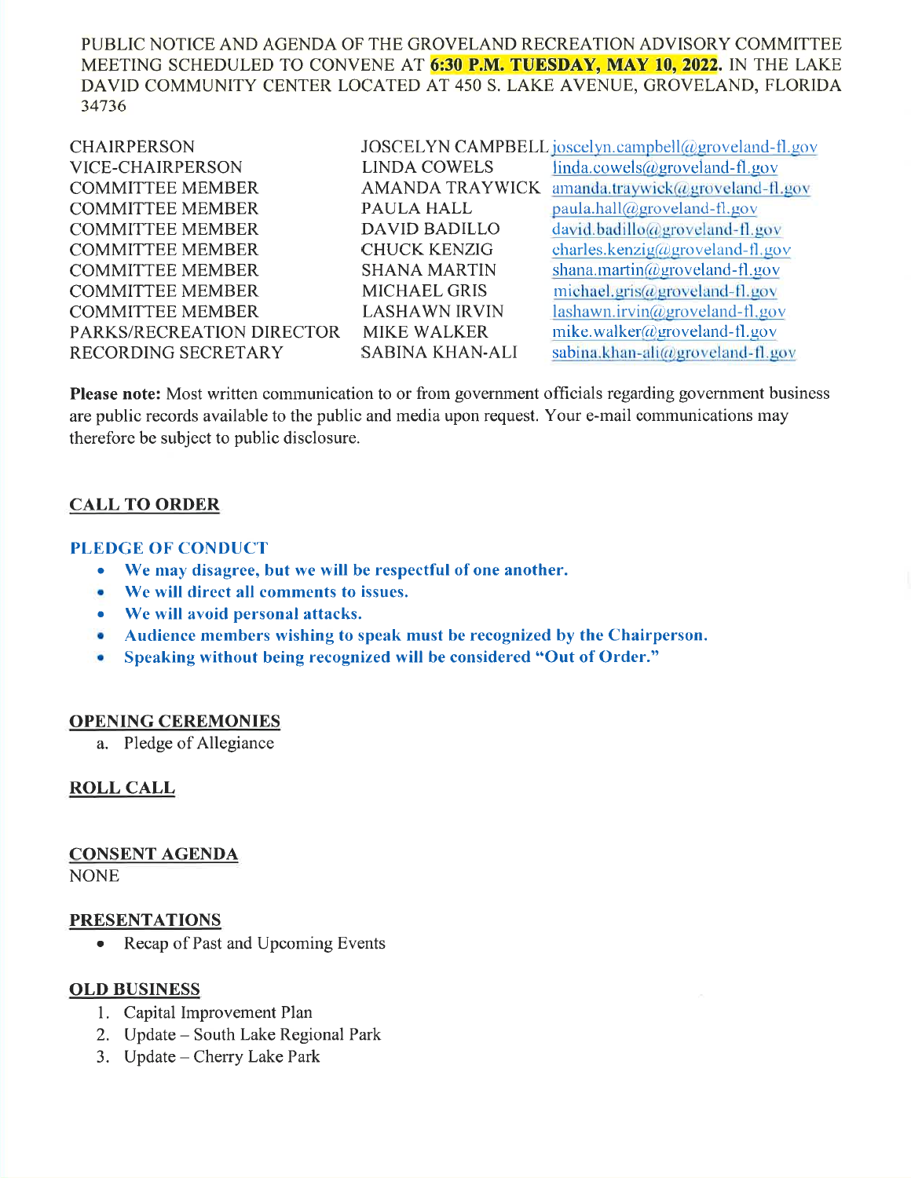PUBLIC NOTICE AND AGENDA OF THE GROVELAND RECREATION ADVISORY COMMITTEE MEETING SCHEDULED TO CONVENE AT **6:30 P.M. TUESDAY, MAY 10, 2022**. IN THE LAKE DAVID COMMUNITY CENTER LOCATED AT 450 S. LAKE AVENUE, GROVELAND, FLORIDA 34736

| | | |
|---|---|---|
| CHAIRPERSON | JOSCELYN CAMPBELL | joscelyn.campbell@groveland-fl.gov |
| VICE-CHAIRPERSON | LINDA COWELS | linda.cowels@groveland-fl.gov |
| COMMITTEE MEMBER | AMANDA TRAYWICK | amanda.traywick@groveland-fl.gov |
| COMMITTEE MEMBER | PAULA HALL | paula.hall@groveland-fl.gov |
| COMMITTEE MEMBER | DAVID BADILLO | david.badillo@groveland-fl.gov |
| COMMITTEE MEMBER | CHUCK KENZIG | charles.kenzig@groveland-fl.gov |
| COMMITTEE MEMBER | SHANA MARTIN | shana.martin@groveland-fl.gov |
| COMMITTEE MEMBER | MICHAEL GRIS | michael.gris@groveland-fl.gov |
| COMMITTEE MEMBER | LASHAWN IRVIN | lashawn.irvin@groveland-fl.gov |
| PARKS/RECREATION DIRECTOR | MIKE WALKER | mike.walker@groveland-fl.gov |
| RECORDING SECRETARY | SABINA KHAN-ALI | sabina.khan-ali@groveland-fl.gov |

**Please note:** Most written communication to or from government officials regarding government business are public records available to the public and media upon request. Your e-mail communications may therefore be subject to public disclosure.

## CALL TO ORDER

**PLEDGE OF CONDUCT**

- **We may disagree, but we will be respectful of one another.**
- **We will direct all comments to issues.**
- **We will avoid personal attacks.**
- **Audience members wishing to speak must be recognized by the Chairperson.**
- **Speaking without being recognized will be considered "Out of Order."**

## OPENING CEREMONIES

a. Pledge of Allegiance

## ROLL CALL

## CONSENT AGENDA

NONE

## PRESENTATIONS

- Recap of Past and Upcoming Events

## OLD BUSINESS

1. Capital Improvement Plan
2. Update – South Lake Regional Park
3. Update – Cherry Lake Park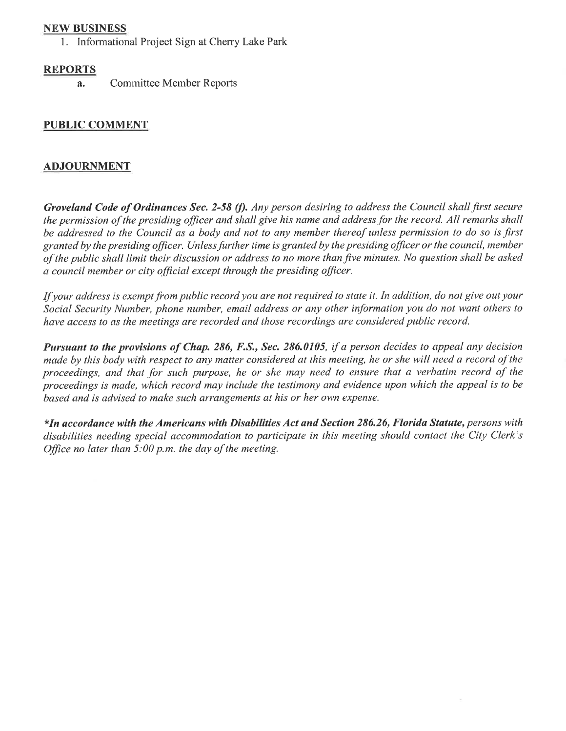## NEW BUSINESS

1. Informational Project Sign at Cherry Lake Park

## REPORTS

a. Committee Member Reports

## PUBLIC COMMENT

## ADJOURNMENT

***Groveland Code of Ordinances Sec. 2-58 (f).*** *Any person desiring to address the Council shall first secure the permission of the presiding officer and shall give his name and address for the record. All remarks shall be addressed to the Council as a body and not to any member thereof unless permission to do so is first granted by the presiding officer. Unless further time is granted by the presiding officer or the council, member of the public shall limit their discussion or address to no more than five minutes. No question shall be asked a council member or city official except through the presiding officer.*

*If your address is exempt from public record you are not required to state it. In addition, do not give out your Social Security Number, phone number, email address or any other information you do not want others to have access to as the meetings are recorded and those recordings are considered public record.*

***Pursuant to the provisions of Chap. 286, F.S., Sec. 286.0105,*** *if a person decides to appeal any decision made by this body with respect to any matter considered at this meeting, he or she will need a record of the proceedings, and that for such purpose, he or she may need to ensure that a verbatim record of the proceedings is made, which record may include the testimony and evidence upon which the appeal is to be based and is advised to make such arrangements at his or her own expense.*

***\*In accordance with the Americans with Disabilities Act and Section 286.26, Florida Statute,*** *persons with disabilities needing special accommodation to participate in this meeting should contact the City Clerk's Office no later than 5:00 p.m. the day of the meeting.*